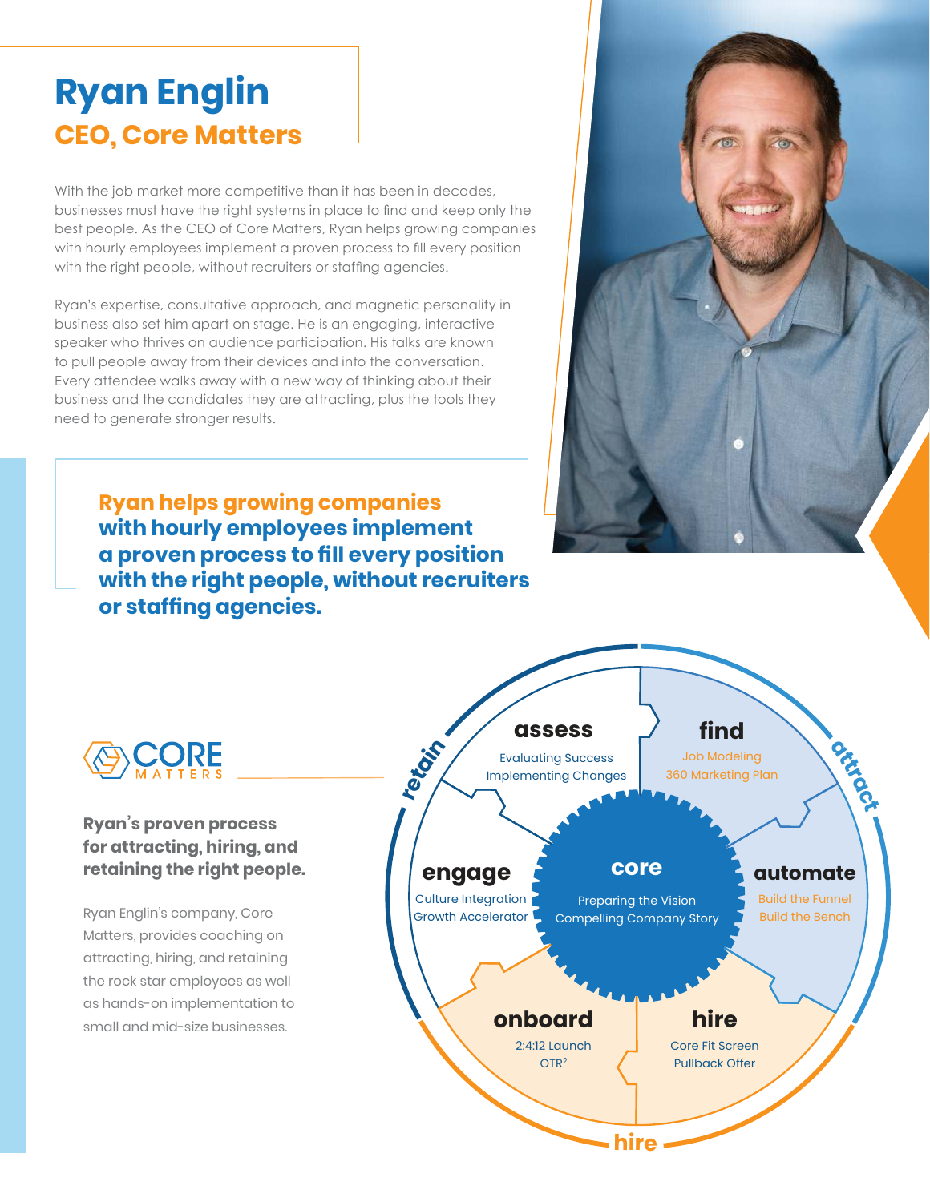# Ryan Englin

## CEO, Core Matters

With the job market more competitive than it has been in decades, businesses must have the right systems in place to find and keep only the best people. As the CEO of Core Matters, Ryan helps growing companies with hourly employees implement a proven process to fill every position with the right people, without recruiters or staffing agencies.

Ryan's expertise, consultative approach, and magnetic personality in business also set him apart on stage. He is an engaging, interactive speaker who thrives on audience participation. His talks are known to pull people away from their devices and into the conversation. Every attendee walks away with a new way of thinking about their business and the candidates they are attracting, plus the tools they need to generate stronger results.

**Ryan helps growing companies with hourly employees implement a proven process to fill every position with the right people, without recruiters or staffing agencies.**

CORE MATTERS

### Ryan's proven process for attracting, hiring, and retaining the right people.

Ryan Englin's company, Core Matters, provides coaching on attracting, hiring, and retaining the rock star employees as well as hands-on implementation to small and mid-size businesses.

**retain** · **attract** · **hire**

**core**
- Preparing the Vision
- Compelling Company Story

**find**
- Job Modeling
- 360 Marketing Plan

**automate**
- Build the Funnel
- Build the Bench

**hire**
- Core Fit Screen
- Pullback Offer

**onboard**
- 2:4:12 Launch
- $OTR^2$

**engage**
- Culture Integration
- Growth Accelerator

**assess**
- Evaluating Success
- Implementing Changes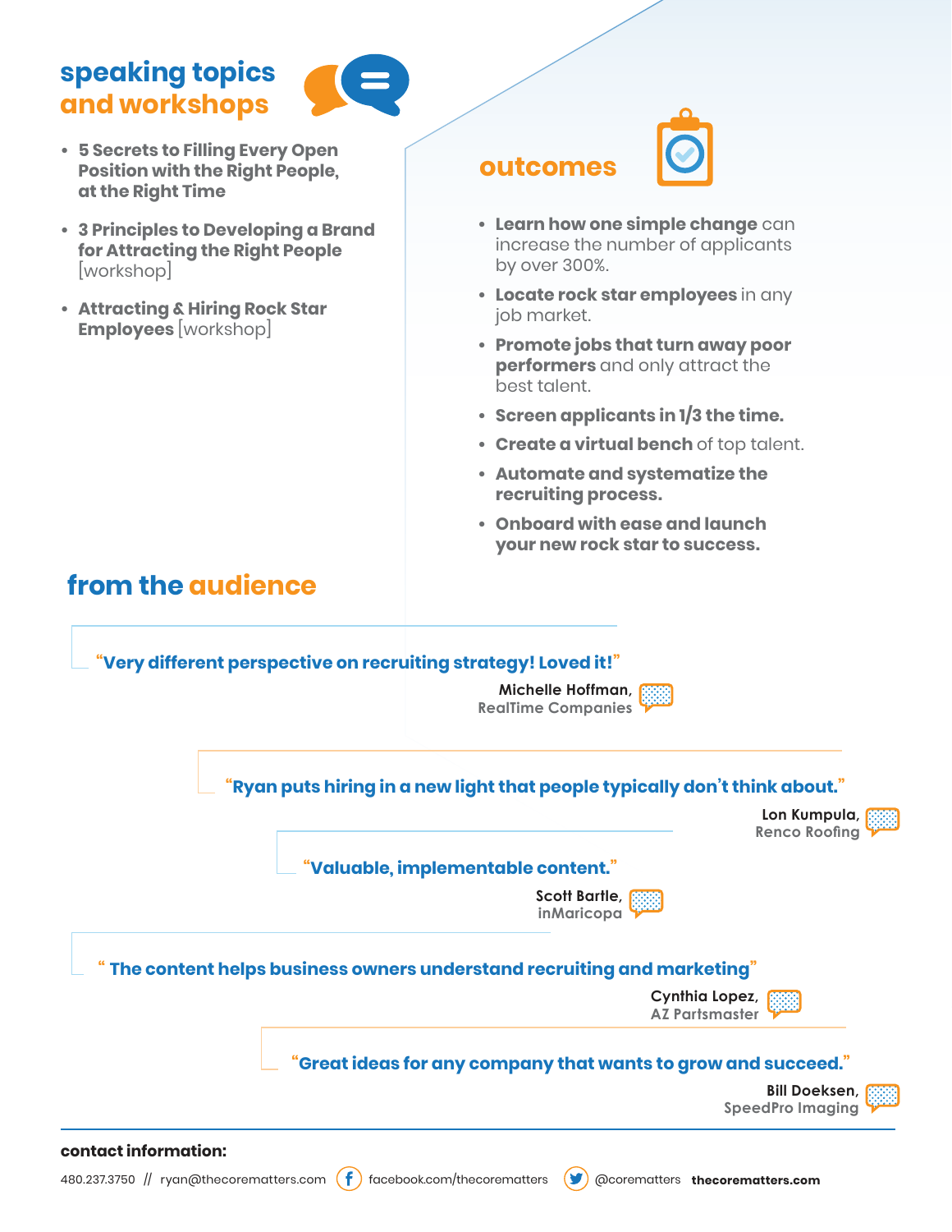## speaking topics and workshops

- **5 Secrets to Filling Every Open Position with the Right People, at the Right Time**
- **3 Principles to Developing a Brand for Attracting the Right People** [workshop]
- **Attracting & Hiring Rock Star Employees** [workshop]

## outcomes

- **Learn how one simple change** can increase the number of applicants by over 300%.
- **Locate rock star employees** in any job market.
- **Promote jobs that turn away poor performers** and only attract the best talent.
- **Screen applicants in 1/3 the time.**
- **Create a virtual bench** of top talent.
- **Automate and systematize the recruiting process.**
- **Onboard with ease and launch your new rock star to success.**

## from the audience

**"Very different perspective on recruiting strategy! Loved it!"**

Michelle Hoffman,
RealTime Companies

**"Ryan puts hiring in a new light that people typically don't think about."**

Lon Kumpula,
Renco Roofing

**"Valuable, implementable content."**

Scott Bartle,
inMaricopa

**" The content helps business owners understand recruiting and marketing"**

Cynthia Lopez,
AZ Partsmaster

**"Great ideas for any company that wants to grow and succeed."**

Bill Doeksen,
SpeedPro Imaging

**contact information:**

480.237.3750 // ryan@thecorematters.com facebook.com/thecorematters @corematters **thecorematters.com**